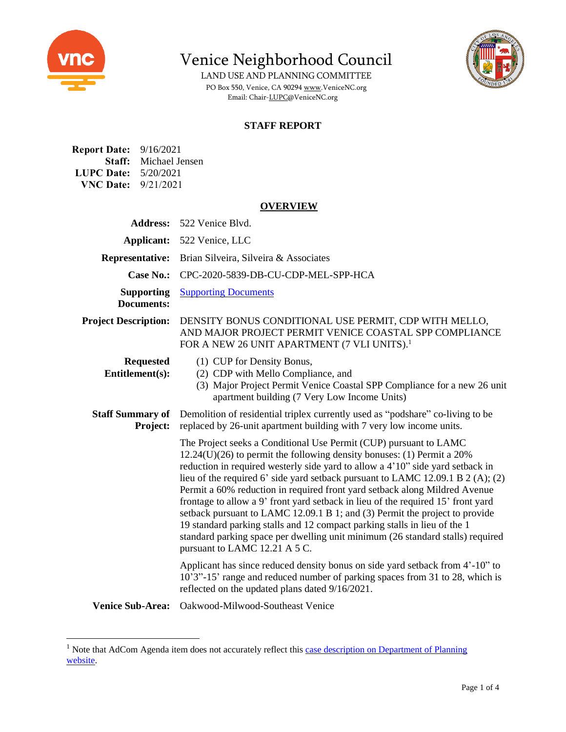# Venice Neighborhood Council

LAND USE AND PLANNING COMMITTEE

PO Box 550, Venice, CA 90294 www.VeniceNC.org

Email: Chair-LUPC@VeniceNC.org

## STAFF REPORT

**Report Date:** 9/16/2021
**Staff:** Michael Jensen
**LUPC Date:** 5/20/2021
**VNC Date:** 9/21/2021

## OVERVIEW

**Address:** 522 Venice Blvd.

**Applicant:** 522 Venice, LLC

**Representative:** Brian Silveira, Silveira & Associates

**Case No.:** CPC-2020-5839-DB-CU-CDP-MEL-SPP-HCA

**Supporting Documents:** Supporting Documents

**Project Description:** DENSITY BONUS CONDITIONAL USE PERMIT, CDP WITH MELLO, AND MAJOR PROJECT PERMIT VENICE COASTAL SPP COMPLIANCE FOR A NEW 26 UNIT APARTMENT (7 VLI UNITS).[1]

**Requested Entitlement(s):**

1. CUP for Density Bonus,
2. CDP with Mello Compliance, and
3. Major Project Permit Venice Coastal SPP Compliance for a new 26 unit apartment building (7 Very Low Income Units)

**Staff Summary of Project:** Demolition of residential triplex currently used as "podshare" co-living to be replaced by 26-unit apartment building with 7 very low income units.

The Project seeks a Conditional Use Permit (CUP) pursuant to LAMC 12.24(U)(26) to permit the following density bonuses: (1) Permit a 20% reduction in required westerly side yard to allow a 4'10" side yard setback in lieu of the required 6' side yard setback pursuant to LAMC 12.09.1 B 2 (A); (2) Permit a 60% reduction in required front yard setback along Mildred Avenue frontage to allow a 9' front yard setback in lieu of the required 15' front yard setback pursuant to LAMC 12.09.1 B 1; and (3) Permit the project to provide 19 standard parking stalls and 12 compact parking stalls in lieu of the 1 standard parking space per dwelling unit minimum (26 standard stalls) required pursuant to LAMC 12.21 A 5 C.

Applicant has since reduced density bonus on side yard setback from 4'-10" to 10'3"-15' range and reduced number of parking spaces from 31 to 28, which is reflected on the updated plans dated 9/16/2021.

**Venice Sub-Area:** Oakwood-Milwood-Southeast Venice

---

[1] Note that AdCom Agenda item does not accurately reflect this case description on Department of Planning website.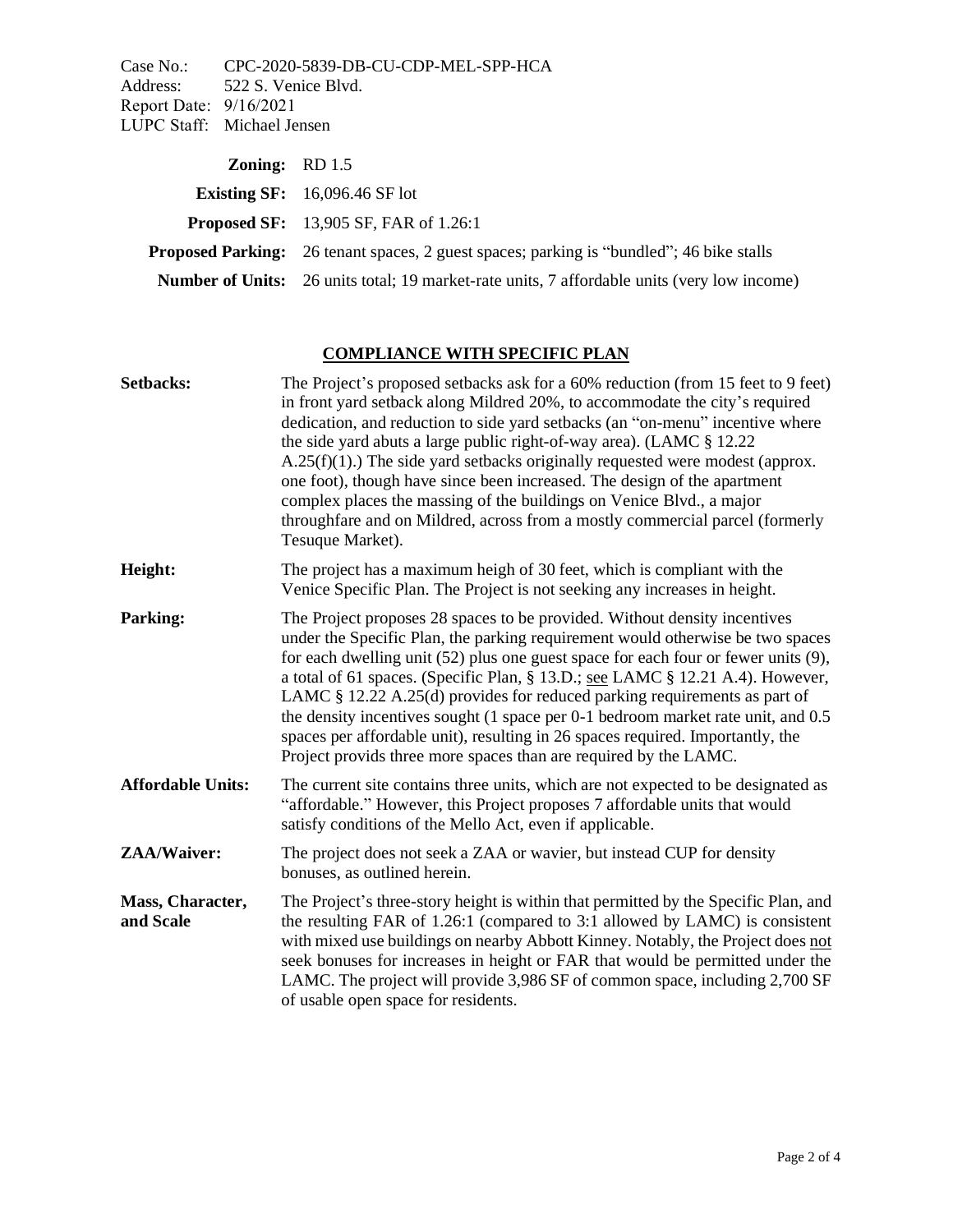Case No.: CPC-2020-5839-DB-CU-CDP-MEL-SPP-HCA
Address: 522 S. Venice Blvd.
Report Date: 9/16/2021
LUPC Staff: Michael Jensen

| | |
|---|---|
| **Zoning:** | RD 1.5 |
| **Existing SF:** | 16,096.46 SF lot |
| **Proposed SF:** | 13,905 SF, FAR of 1.26:1 |
| **Proposed Parking:** | 26 tenant spaces, 2 guest spaces; parking is "bundled"; 46 bike stalls |
| **Number of Units:** | 26 units total; 19 market-rate units, 7 affordable units (very low income) |

## COMPLIANCE WITH SPECIFIC PLAN

**Setbacks:** The Project's proposed setbacks ask for a 60% reduction (from 15 feet to 9 feet) in front yard setback along Mildred 20%, to accommodate the city's required dedication, and reduction to side yard setbacks (an "on-menu" incentive where the side yard abuts a large public right-of-way area). (LAMC § 12.22 A.25(f)(1).) The side yard setbacks originally requested were modest (approx. one foot), though have since been increased. The design of the apartment complex places the massing of the buildings on Venice Blvd., a major throughfare and on Mildred, across from a mostly commercial parcel (formerly Tesuque Market).

**Height:** The project has a maximum heigh of 30 feet, which is compliant with the Venice Specific Plan. The Project is not seeking any increases in height.

**Parking:** The Project proposes 28 spaces to be provided. Without density incentives under the Specific Plan, the parking requirement would otherwise be two spaces for each dwelling unit (52) plus one guest space for each four or fewer units (9), a total of 61 spaces. (Specific Plan, § 13.D.; see LAMC § 12.21 A.4). However, LAMC § 12.22 A.25(d) provides for reduced parking requirements as part of the density incentives sought (1 space per 0-1 bedroom market rate unit, and 0.5 spaces per affordable unit), resulting in 26 spaces required. Importantly, the Project provids three more spaces than are required by the LAMC.

**Affordable Units:** The current site contains three units, which are not expected to be designated as "affordable." However, this Project proposes 7 affordable units that would satisfy conditions of the Mello Act, even if applicable.

**ZAA/Waiver:** The project does not seek a ZAA or wavier, but instead CUP for density bonuses, as outlined herein.

**Mass, Character, and Scale** The Project's three-story height is within that permitted by the Specific Plan, and the resulting FAR of 1.26:1 (compared to 3:1 allowed by LAMC) is consistent with mixed use buildings on nearby Abbott Kinney. Notably, the Project does not seek bonuses for increases in height or FAR that would be permitted under the LAMC. The project will provide 3,986 SF of common space, including 2,700 SF of usable open space for residents.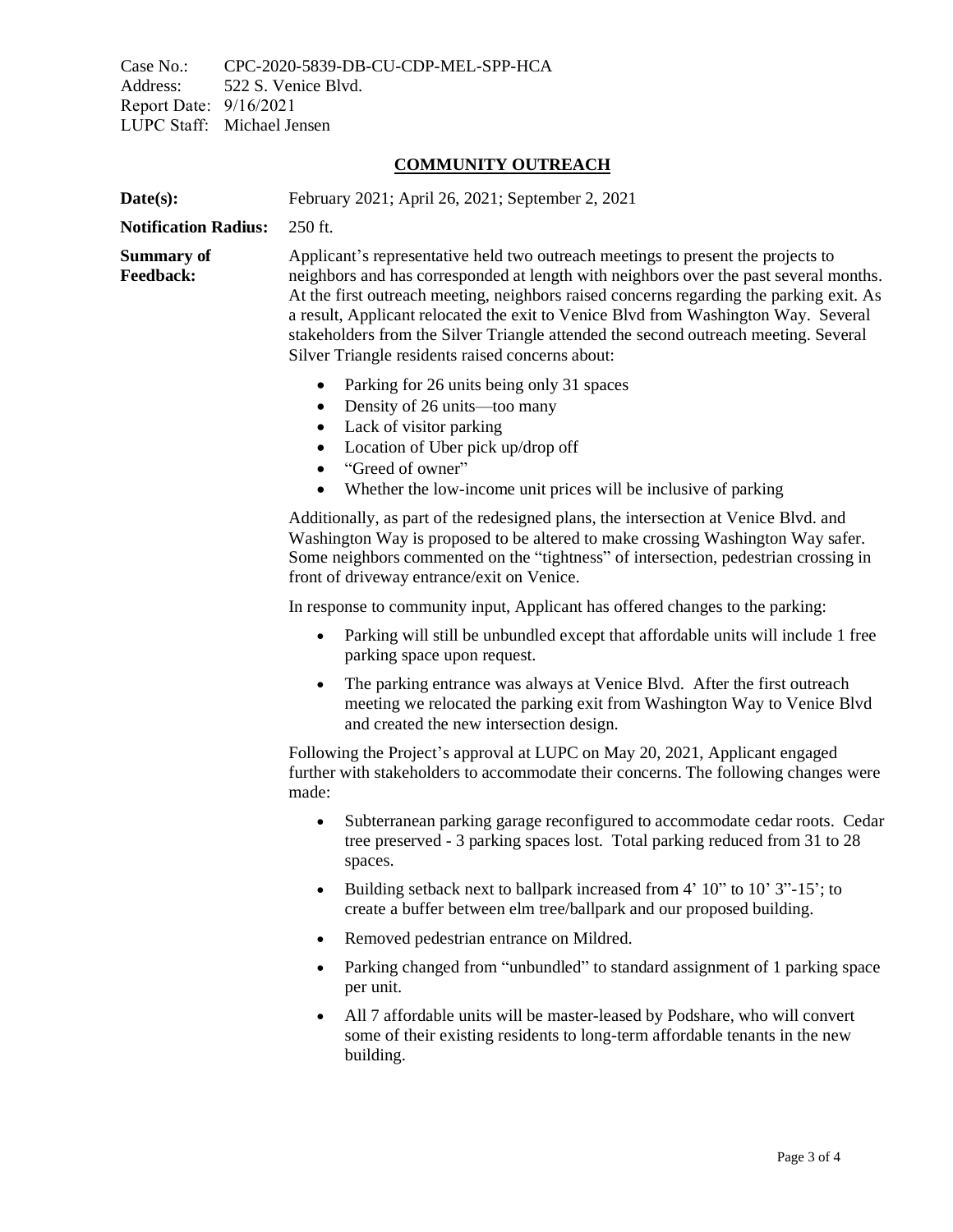Case No.: CPC-2020-5839-DB-CU-CDP-MEL-SPP-HCA
Address: 522 S. Venice Blvd.
Report Date: 9/16/2021
LUPC Staff: Michael Jensen

## COMMUNITY OUTREACH

**Date(s):** February 2021; April 26, 2021; September 2, 2021

**Notification Radius:** 250 ft.

**Summary of Feedback:** Applicant's representative held two outreach meetings to present the projects to neighbors and has corresponded at length with neighbors over the past several months. At the first outreach meeting, neighbors raised concerns regarding the parking exit. As a result, Applicant relocated the exit to Venice Blvd from Washington Way. Several stakeholders from the Silver Triangle attended the second outreach meeting. Several Silver Triangle residents raised concerns about:

- Parking for 26 units being only 31 spaces
- Density of 26 units—too many
- Lack of visitor parking
- Location of Uber pick up/drop off
- "Greed of owner"
- Whether the low-income unit prices will be inclusive of parking

Additionally, as part of the redesigned plans, the intersection at Venice Blvd. and Washington Way is proposed to be altered to make crossing Washington Way safer. Some neighbors commented on the "tightness" of intersection, pedestrian crossing in front of driveway entrance/exit on Venice.

In response to community input, Applicant has offered changes to the parking:

- Parking will still be unbundled except that affordable units will include 1 free parking space upon request.
- The parking entrance was always at Venice Blvd. After the first outreach meeting we relocated the parking exit from Washington Way to Venice Blvd and created the new intersection design.

Following the Project's approval at LUPC on May 20, 2021, Applicant engaged further with stakeholders to accommodate their concerns. The following changes were made:

- Subterranean parking garage reconfigured to accommodate cedar roots. Cedar tree preserved - 3 parking spaces lost. Total parking reduced from 31 to 28 spaces.
- Building setback next to ballpark increased from 4' 10" to 10' 3"-15'; to create a buffer between elm tree/ballpark and our proposed building.
- Removed pedestrian entrance on Mildred.
- Parking changed from "unbundled" to standard assignment of 1 parking space per unit.
- All 7 affordable units will be master-leased by Podshare, who will convert some of their existing residents to long-term affordable tenants in the new building.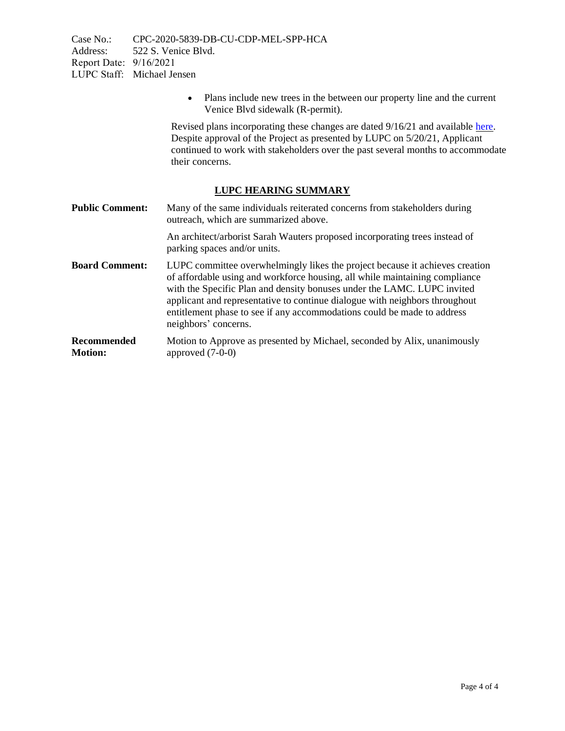Case No.: CPC-2020-5839-DB-CU-CDP-MEL-SPP-HCA
Address: 522 S. Venice Blvd.
Report Date: 9/16/2021
LUPC Staff: Michael Jensen

- Plans include new trees in the between our property line and the current Venice Blvd sidewalk (R-permit).

Revised plans incorporating these changes are dated 9/16/21 and available here. Despite approval of the Project as presented by LUPC on 5/20/21, Applicant continued to work with stakeholders over the past several months to accommodate their concerns.

## LUPC HEARING SUMMARY

**Public Comment:** Many of the same individuals reiterated concerns from stakeholders during outreach, which are summarized above.

An architect/arborist Sarah Wauters proposed incorporating trees instead of parking spaces and/or units.

**Board Comment:** LUPC committee overwhelmingly likes the project because it achieves creation of affordable using and workforce housing, all while maintaining compliance with the Specific Plan and density bonuses under the LAMC. LUPC invited applicant and representative to continue dialogue with neighbors throughout entitlement phase to see if any accommodations could be made to address neighbors' concerns.

**Recommended Motion:** Motion to Approve as presented by Michael, seconded by Alix, unanimously approved (7-0-0)